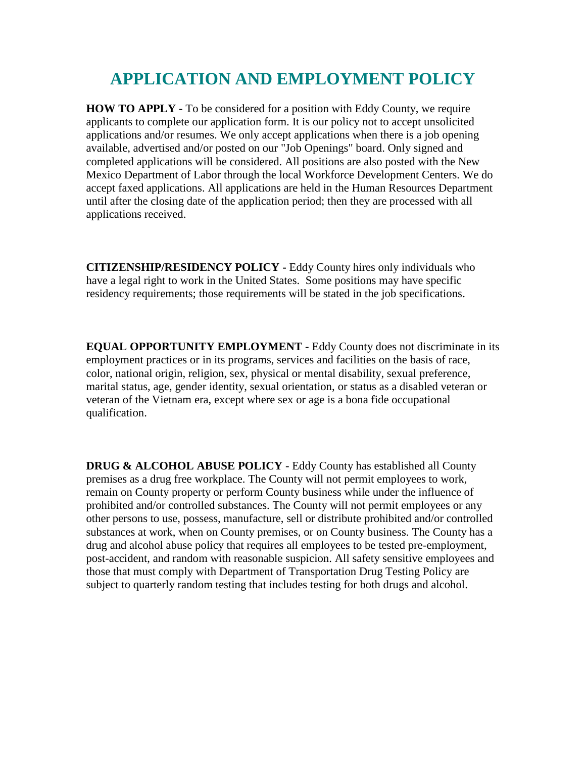# APPLICATION AND EMPLOYMENT POLICY

**HOW TO APPLY -** To be considered for a position with Eddy County, we require applicants to complete our application form. It is our policy not to accept unsolicited applications and/or resumes. We only accept applications when there is a job opening available, advertised and/or posted on our "Job Openings" board. Only signed and completed applications will be considered. All positions are also posted with the New Mexico Department of Labor through the local Workforce Development Centers. We do accept faxed applications. All applications are held in the Human Resources Department until after the closing date of the application period; then they are processed with all applications received.

**CITIZENSHIP/RESIDENCY POLICY -** Eddy County hires only individuals who have a legal right to work in the United States. Some positions may have specific residency requirements; those requirements will be stated in the job specifications.

**EQUAL OPPORTUNITY EMPLOYMENT -** Eddy County does not discriminate in its employment practices or in its programs, services and facilities on the basis of race, color, national origin, religion, sex, physical or mental disability, sexual preference, marital status, age, gender identity, sexual orientation, or status as a disabled veteran or veteran of the Vietnam era, except where sex or age is a bona fide occupational qualification.

**DRUG & ALCOHOL ABUSE POLICY** - Eddy County has established all County premises as a drug free workplace. The County will not permit employees to work, remain on County property or perform County business while under the influence of prohibited and/or controlled substances. The County will not permit employees or any other persons to use, possess, manufacture, sell or distribute prohibited and/or controlled substances at work, when on County premises, or on County business. The County has a drug and alcohol abuse policy that requires all employees to be tested pre-employment, post-accident, and random with reasonable suspicion. All safety sensitive employees and those that must comply with Department of Transportation Drug Testing Policy are subject to quarterly random testing that includes testing for both drugs and alcohol.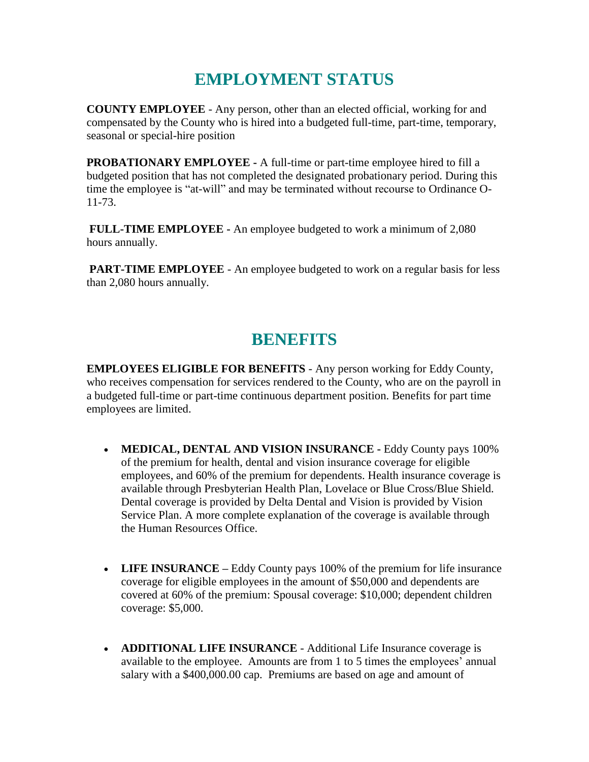# EMPLOYMENT STATUS

**COUNTY EMPLOYEE** - Any person, other than an elected official, working for and compensated by the County who is hired into a budgeted full-time, part-time, temporary, seasonal or special-hire position

**PROBATIONARY EMPLOYEE -** A full-time or part-time employee hired to fill a budgeted position that has not completed the designated probationary period. During this time the employee is "at-will" and may be terminated without recourse to Ordinance O-11-73.

**FULL-TIME EMPLOYEE -** An employee budgeted to work a minimum of 2,080 hours annually.

**PART-TIME EMPLOYEE** - An employee budgeted to work on a regular basis for less than 2,080 hours annually.

# BENEFITS

**EMPLOYEES ELIGIBLE FOR BENEFITS** - Any person working for Eddy County, who receives compensation for services rendered to the County, who are on the payroll in a budgeted full-time or part-time continuous department position. Benefits for part time employees are limited.

- **MEDICAL, DENTAL AND VISION INSURANCE -** Eddy County pays 100% of the premium for health, dental and vision insurance coverage for eligible employees, and 60% of the premium for dependents. Health insurance coverage is available through Presbyterian Health Plan, Lovelace or Blue Cross/Blue Shield. Dental coverage is provided by Delta Dental and Vision is provided by Vision Service Plan. A more complete explanation of the coverage is available through the Human Resources Office.

- **LIFE INSURANCE –** Eddy County pays 100% of the premium for life insurance coverage for eligible employees in the amount of $50,000 and dependents are covered at 60% of the premium: Spousal coverage: $10,000; dependent children coverage: $5,000.

- **ADDITIONAL LIFE INSURANCE** - Additional Life Insurance coverage is available to the employee. Amounts are from 1 to 5 times the employees' annual salary with a $400,000.00 cap. Premiums are based on age and amount of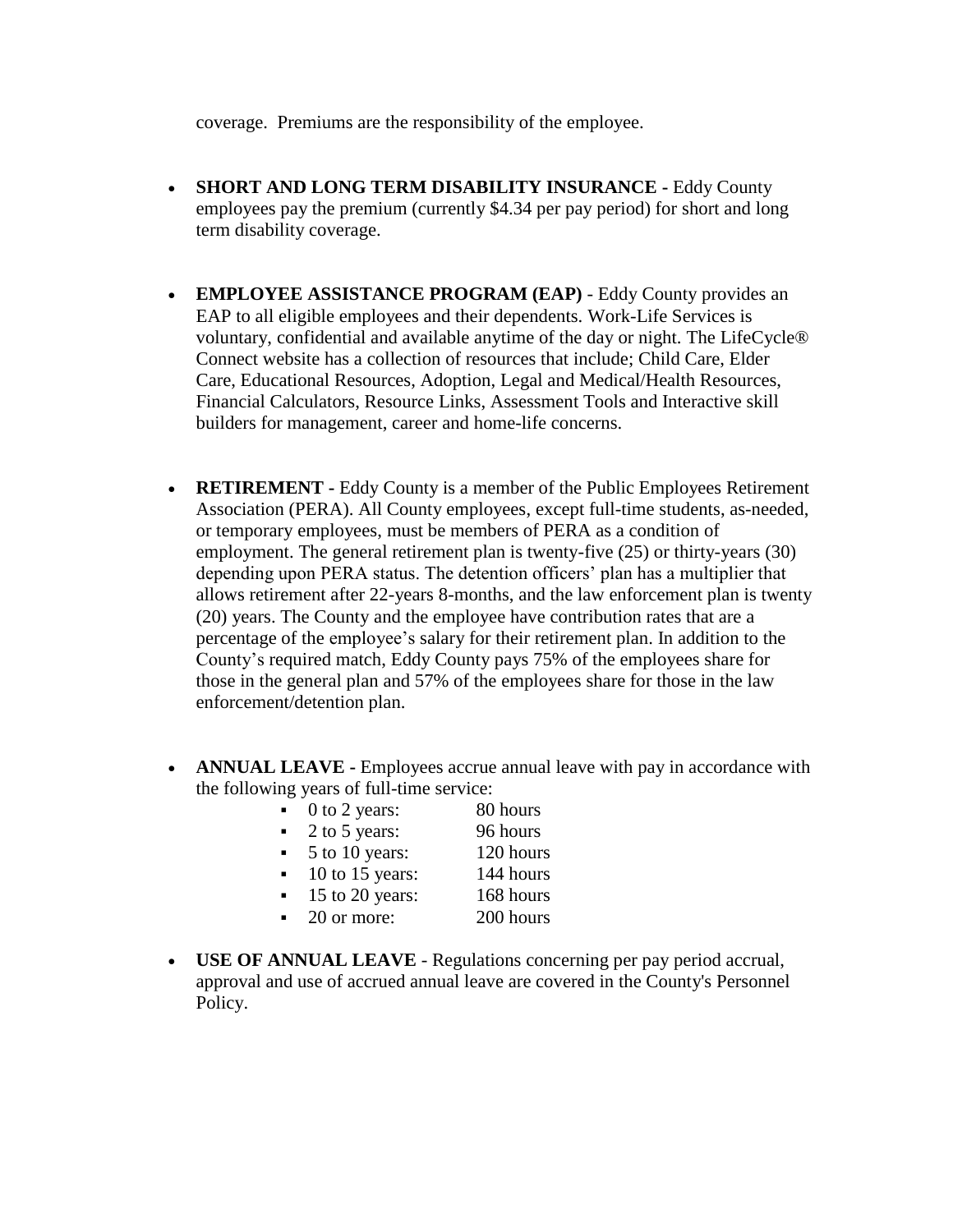coverage. Premiums are the responsibility of the employee.

- **SHORT AND LONG TERM DISABILITY INSURANCE -** Eddy County employees pay the premium (currently $4.34 per pay period) for short and long term disability coverage.

- **EMPLOYEE ASSISTANCE PROGRAM (EAP)** - Eddy County provides an EAP to all eligible employees and their dependents. Work-Life Services is voluntary, confidential and available anytime of the day or night. The LifeCycle® Connect website has a collection of resources that include; Child Care, Elder Care, Educational Resources, Adoption, Legal and Medical/Health Resources, Financial Calculators, Resource Links, Assessment Tools and Interactive skill builders for management, career and home-life concerns.

- **RETIREMENT -** Eddy County is a member of the Public Employees Retirement Association (PERA). All County employees, except full-time students, as-needed, or temporary employees, must be members of PERA as a condition of employment. The general retirement plan is twenty-five (25) or thirty-years (30) depending upon PERA status. The detention officers' plan has a multiplier that allows retirement after 22-years 8-months, and the law enforcement plan is twenty (20) years. The County and the employee have contribution rates that are a percentage of the employee's salary for their retirement plan. In addition to the County's required match, Eddy County pays 75% of the employees share for those in the general plan and 57% of the employees share for those in the law enforcement/detention plan.

- **ANNUAL LEAVE -** Employees accrue annual leave with pay in accordance with the following years of full-time service:
  - 0 to 2 years: 80 hours
  - 2 to 5 years: 96 hours
  - 5 to 10 years: 120 hours
  - 10 to 15 years: 144 hours
  - 15 to 20 years: 168 hours
  - 20 or more: 200 hours

- **USE OF ANNUAL LEAVE** - Regulations concerning per pay period accrual, approval and use of accrued annual leave are covered in the County's Personnel Policy.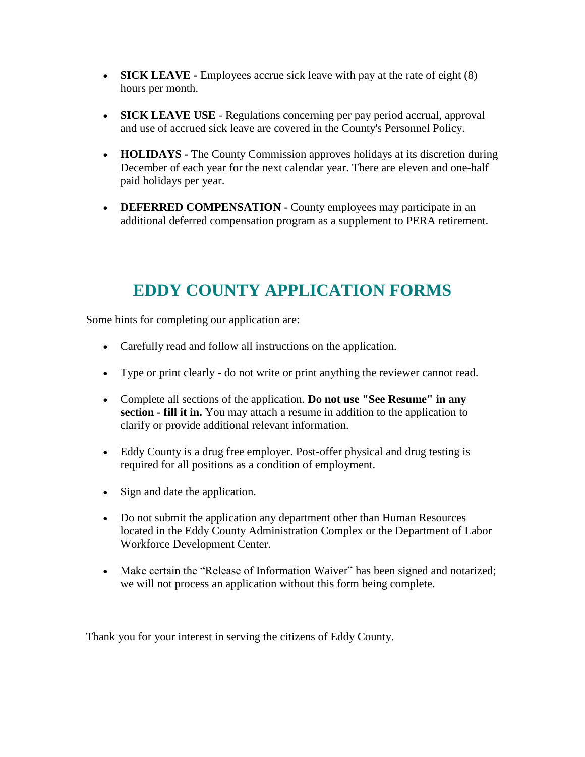- **SICK LEAVE -** Employees accrue sick leave with pay at the rate of eight (8) hours per month.

- **SICK LEAVE USE** - Regulations concerning per pay period accrual, approval and use of accrued sick leave are covered in the County's Personnel Policy.

- **HOLIDAYS -** The County Commission approves holidays at its discretion during December of each year for the next calendar year. There are eleven and one-half paid holidays per year.

- **DEFERRED COMPENSATION -** County employees may participate in an additional deferred compensation program as a supplement to PERA retirement.

# EDDY COUNTY APPLICATION FORMS

Some hints for completing our application are:

- Carefully read and follow all instructions on the application.

- Type or print clearly - do not write or print anything the reviewer cannot read.

- Complete all sections of the application. **Do not use "See Resume" in any section - fill it in.** You may attach a resume in addition to the application to clarify or provide additional relevant information.

- Eddy County is a drug free employer. Post-offer physical and drug testing is required for all positions as a condition of employment.

- Sign and date the application.

- Do not submit the application any department other than Human Resources located in the Eddy County Administration Complex or the Department of Labor Workforce Development Center.

- Make certain the "Release of Information Waiver" has been signed and notarized; we will not process an application without this form being complete.

Thank you for your interest in serving the citizens of Eddy County.